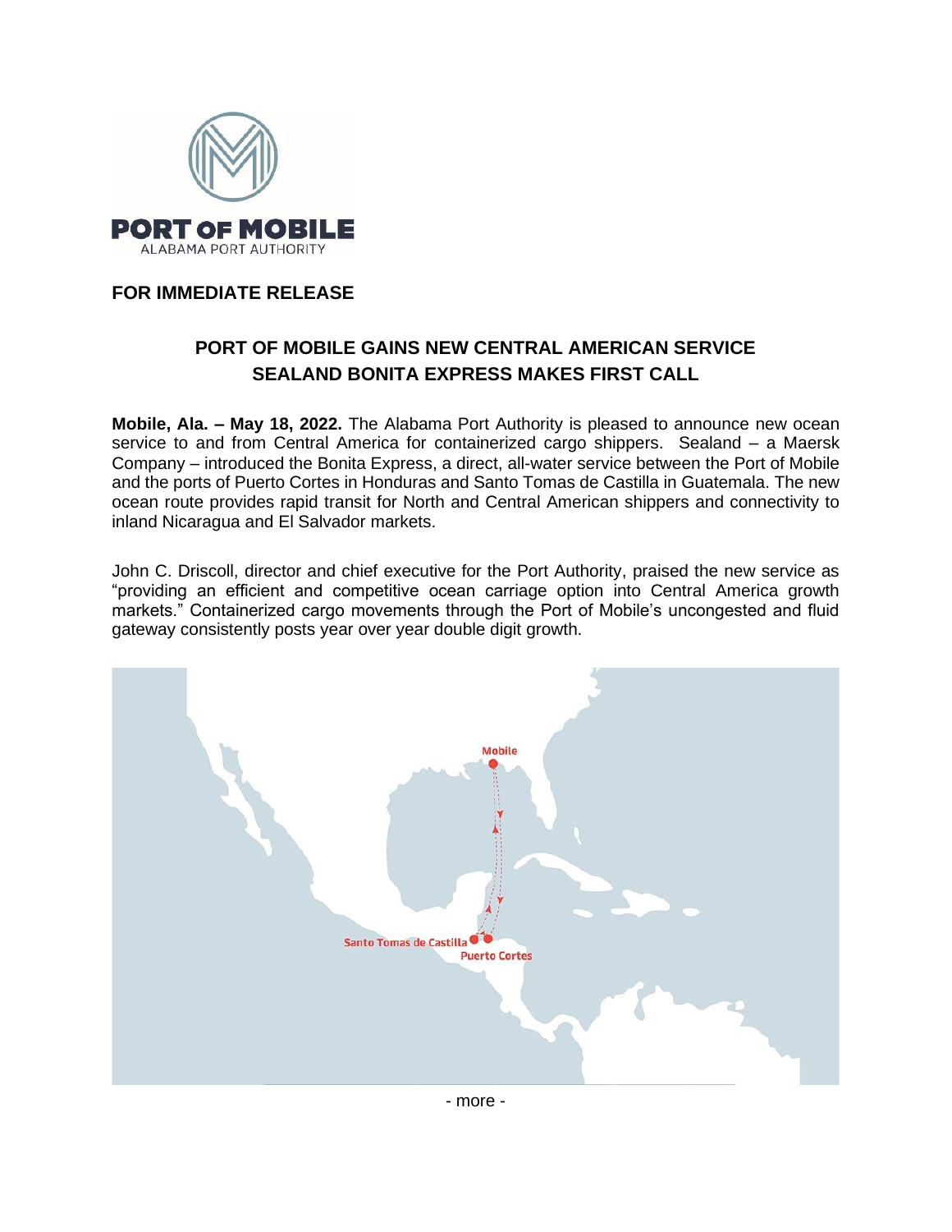PORT OF MOBILE

ALABAMA PORT AUTHORITY

**FOR IMMEDIATE RELEASE**

# PORT OF MOBILE GAINS NEW CENTRAL AMERICAN SERVICE
## SEALAND BONITA EXPRESS MAKES FIRST CALL

**Mobile, Ala. – May 18, 2022.** The Alabama Port Authority is pleased to announce new ocean service to and from Central America for containerized cargo shippers. Sealand – a Maersk Company – introduced the Bonita Express, a direct, all-water service between the Port of Mobile and the ports of Puerto Cortes in Honduras and Santo Tomas de Castilla in Guatemala. The new ocean route provides rapid transit for North and Central American shippers and connectivity to inland Nicaragua and El Salvador markets.

John C. Driscoll, director and chief executive for the Port Authority, praised the new service as "providing an efficient and competitive ocean carriage option into Central America growth markets." Containerized cargo movements through the Port of Mobile's uncongested and fluid gateway consistently posts year over year double digit growth.

Mobile

Santo Tomas de Castilla

Puerto Cortes

- more -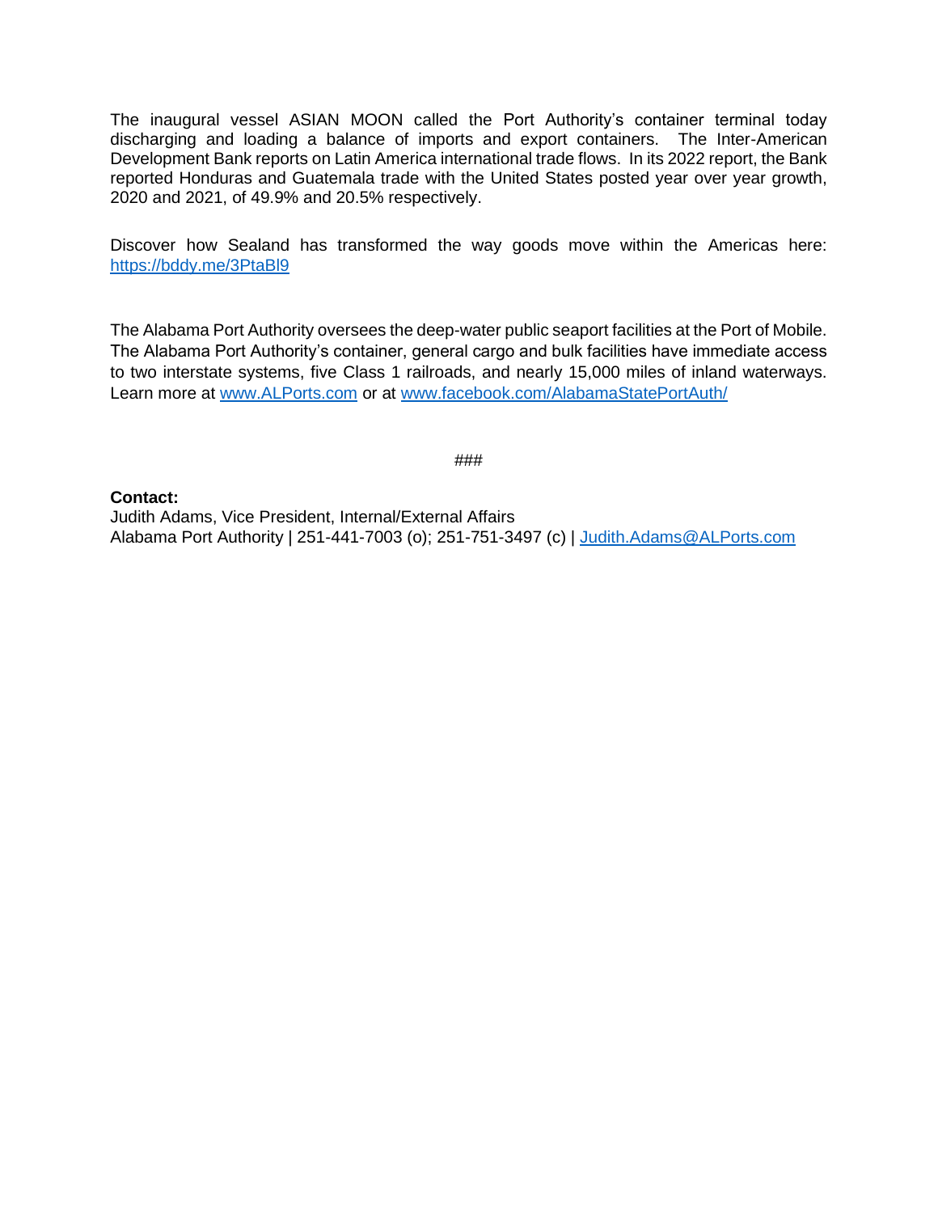The inaugural vessel ASIAN MOON called the Port Authority's container terminal today discharging and loading a balance of imports and export containers. The Inter-American Development Bank reports on Latin America international trade flows. In its 2022 report, the Bank reported Honduras and Guatemala trade with the United States posted year over year growth, 2020 and 2021, of 49.9% and 20.5% respectively.

Discover how Sealand has transformed the way goods move within the Americas here: https://bddy.me/3PtaBl9

The Alabama Port Authority oversees the deep-water public seaport facilities at the Port of Mobile. The Alabama Port Authority's container, general cargo and bulk facilities have immediate access to two interstate systems, five Class 1 railroads, and nearly 15,000 miles of inland waterways. Learn more at www.ALPorts.com or at www.facebook.com/AlabamaStatePortAuth/

###

**Contact:**
Judith Adams, Vice President, Internal/External Affairs
Alabama Port Authority | 251-441-7003 (o); 251-751-3497 (c) | Judith.Adams@ALPorts.com